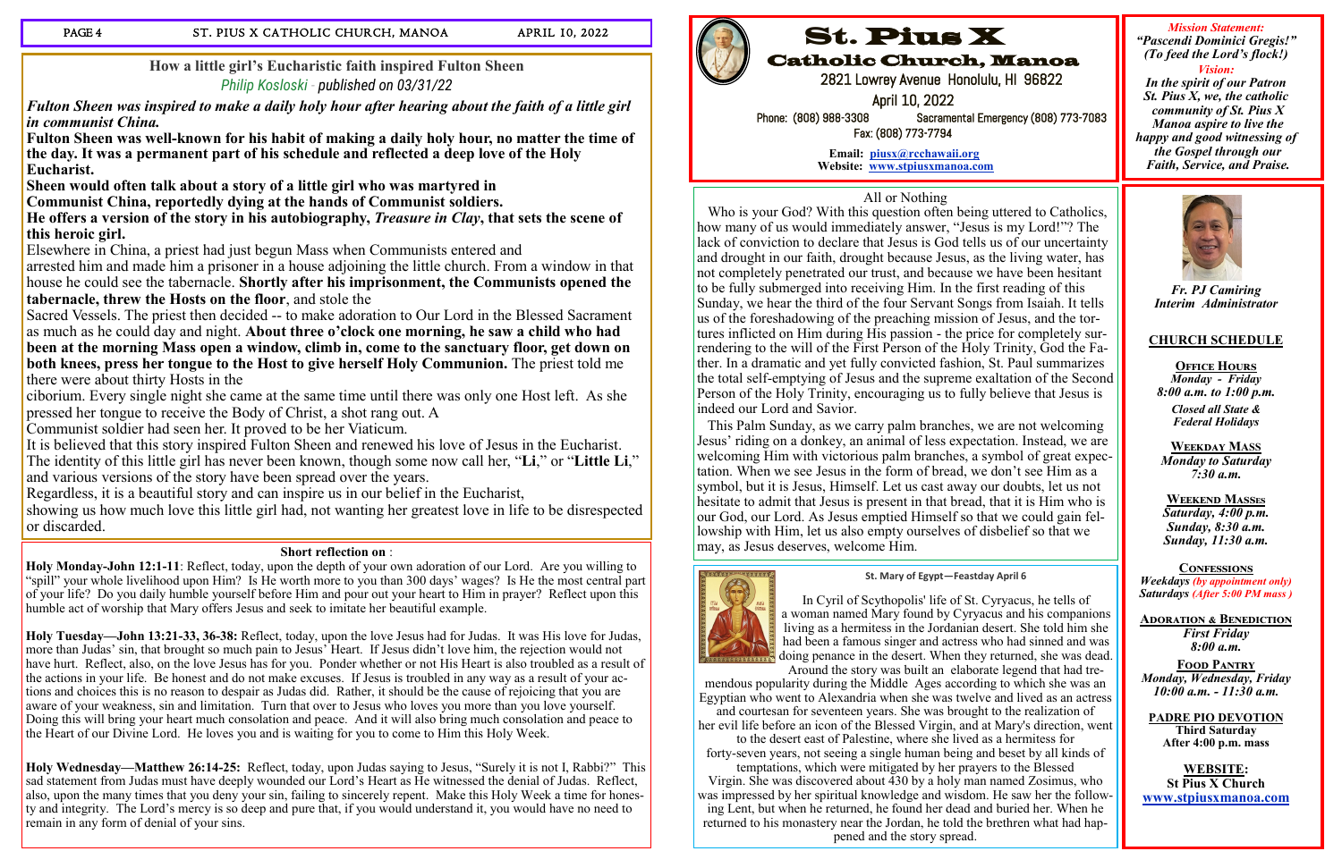## How a little girl's Eucharistic faith inspired Fulton Sheen

*Philip Kosloski - published on 03/31/22*

***Fulton Sheen was inspired to make a daily holy hour after hearing about the faith of a little girl in communist China.***

**Fulton Sheen was well-known for his habit of making a daily holy hour, no matter the time of the day. It was a permanent part of his schedule and reflected a deep love of the Holy Eucharist.**

**Sheen would often talk about a story of a little girl who was martyred in Communist China, reportedly dying at the hands of Communist soldiers.**

**He offers a version of the story in his autobiography, *Treasure in Clay*, that sets the scene of this heroic girl.**

Elsewhere in China, a priest had just begun Mass when Communists entered and arrested him and made him a prisoner in a house adjoining the little church. From a window in that house he could see the tabernacle. **Shortly after his imprisonment, the Communists opened the tabernacle, threw the Hosts on the floor**, and stole the Sacred Vessels. The priest then decided -- to make adoration to Our Lord in the Blessed Sacrament as much as he could day and night. **About three o'clock one morning, he saw a child who had been at the morning Mass open a window, climb in, come to the sanctuary floor, get down on both knees, press her tongue to the Host to give herself Holy Communion.** The priest told me there were about thirty Hosts in the ciborium. Every single night she came at the same time until there was only one Host left. As she pressed her tongue to receive the Body of Christ, a shot rang out. A Communist soldier had seen her. It proved to be her Viaticum.

It is believed that this story inspired Fulton Sheen and renewed his love of Jesus in the Eucharist. The identity of this little girl has never been known, though some now call her, "**Li**," or "**Little Li**," and various versions of the story have been spread over the years.

Regardless, it is a beautiful story and can inspire us in our belief in the Eucharist, showing us how much love this little girl had, not wanting her greatest love in life to be disrespected or discarded.

### Short reflection on :

**Holy Monday-John 12:1-11**: Reflect, today, upon the depth of your own adoration of our Lord. Are you willing to "spill" your whole livelihood upon Him? Is He worth more to you than 300 days' wages? Is He the most central part of your life? Do you daily humble yourself before Him and pour out your heart to Him in prayer? Reflect upon this humble act of worship that Mary offers Jesus and seek to imitate her beautiful example.

**Holy Tuesday—John 13:21-33, 36-38:** Reflect, today, upon the love Jesus had for Judas. It was His love for Judas, more than Judas' sin, that brought so much pain to Jesus' Heart. If Jesus didn't love him, the rejection would not have hurt. Reflect, also, on the love Jesus has for you. Ponder whether or not His Heart is also troubled as a result of the actions in your life. Be honest and do not make excuses. If Jesus is troubled in any way as a result of your actions and choices this is no reason to despair as Judas did. Rather, it should be the cause of rejoicing that you are aware of your weakness, sin and limitation. Turn that over to Jesus who loves you more than you love yourself. Doing this will bring your heart much consolation and peace. And it will also bring much consolation and peace to the Heart of our Divine Lord. He loves you and is waiting for you to come to Him this Holy Week.

**Holy Wednesday—Matthew 26:14-25:** Reflect, today, upon Judas saying to Jesus, "Surely it is not I, Rabbi?" This sad statement from Judas must have deeply wounded our Lord's Heart as He witnessed the denial of Judas. Reflect, also, upon the many times that you deny your sin, failing to sincerely repent. Make this Holy Week a time for honesty and integrity. The Lord's mercy is so deep and pure that, if you would understand it, you would have no need to remain in any form of denial of your sins.

# St. Pius X Catholic Church, Manoa

2821 Lowrey Avenue Honolulu, HI 96822

April 10, 2022

Phone: (808) 988-3308 Sacramental Emergency (808) 773-7083

Fax: (808) 773-7794

**Email: piusx@rcchawaii.org**

**Website: www.stpiusxmanoa.com**

*Mission Statement:*

***"Pascendi Dominici Gregis!" (To feed the Lord's flock!)***

*Vision:*

***In the spirit of our Patron St. Pius X, we, the catholic community of St. Pius X Manoa aspire to live the happy and good witnessing of the Gospel through our Faith, Service, and Praise.***

## All or Nothing

Who is your God? With this question often being uttered to Catholics, how many of us would immediately answer, "Jesus is my Lord!"? The lack of conviction to declare that Jesus is God tells us of our uncertainty and drought in our faith, drought because Jesus, as the living water, has not completely penetrated our trust, and because we have been hesitant to be fully submerged into receiving Him. In the first reading of this Sunday, we hear the third of the four Servant Songs from Isaiah. It tells us of the foreshadowing of the preaching mission of Jesus, and the tortures inflicted on Him during His passion - the price for completely surrendering to the will of the First Person of the Holy Trinity, God the Father. In a dramatic and yet fully convicted fashion, St. Paul summarizes the total self-emptying of Jesus and the supreme exaltation of the Second Person of the Holy Trinity, encouraging us to fully believe that Jesus is indeed our Lord and Savior.

This Palm Sunday, as we carry palm branches, we are not welcoming Jesus' riding on a donkey, an animal of less expectation. Instead, we are welcoming Him with victorious palm branches, a symbol of great expectation. When we see Jesus in the form of bread, we don't see Him as a symbol, but it is Jesus, Himself. Let us cast away our doubts, let us not hesitate to admit that Jesus is present in that bread, that it is Him who is our God, our Lord. As Jesus emptied Himself so that we could gain fellowship with Him, let us also empty ourselves of disbelief so that we may, as Jesus deserves, welcome Him.

### St. Mary of Egypt—Feastday April 6

In Cyril of Scythopolis' life of St. Cyriacus, he tells of a woman named Mary found by Cyryacus and his companions living as a hermitess in the Jordanian desert. She told him she had been a famous singer and actress who had sinned and was doing penance in the desert. When they returned, she was dead.

Around the story was built an elaborate legend that had tremendous popularity during the Middle Ages according to which she was an Egyptian who went to Alexandria when she was twelve and lived as an actress and courtesan for seventeen years. She was brought to the realization of her evil life before an icon of the Blessed Virgin, and at Mary's direction, went to the desert east of Palestine, where she lived as a hermitess for forty-seven years, not seeing a single human being and beset by all kinds of temptations, which were mitigated by her prayers to the Blessed Virgin. She was discovered about 430 by a holy man named Zosimus, who was impressed by her spiritual knowledge and wisdom. He saw her the following Lent, but when he returned, he found her dead and buried her. When he returned to his monastery near the Jordan, he told the brethren what had happened and the story spread.

***Fr. PJ Camiring***
***Interim Administrator***

## CHURCH SCHEDULE

**Office Hours**
*Monday - Friday*
*8:00 a.m. to 1:00 p.m.*
*Closed all State & Federal Holidays*

**Weekday Mass**
*Monday to Saturday*
*7:30 a.m.*

**Weekend Masses**
*Saturday, 4:00 p.m.*
*Sunday, 8:30 a.m.*
*Sunday, 11:30 a.m.*

**Confessions**
*Weekdays (by appointment only)*
*Saturdays (After 5:00 PM mass )*

**Adoration & Benediction**
*First Friday*
*8:00 a.m.*

**Food Pantry**
*Monday, Wednesday, Friday*
*10:00 a.m. - 11:30 a.m.*

**PADRE PIO DEVOTION**
**Third Saturday**
**After 4:00 p.m. mass**

**WEBSITE:**
**St Pius X Church**
**www.stpiusxmanoa.com**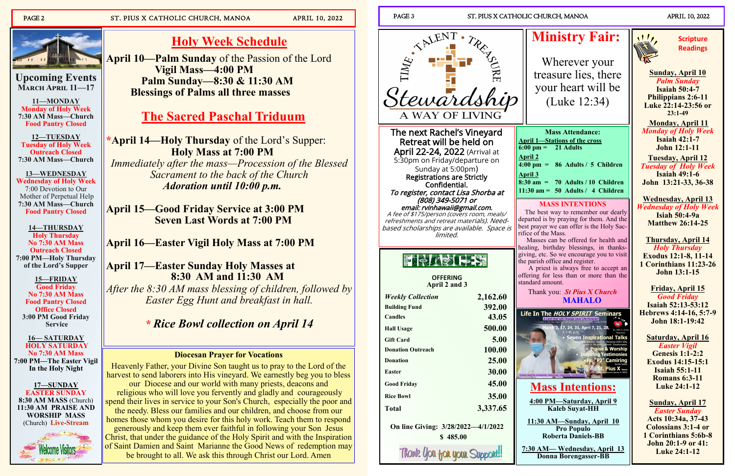## Upcoming Events

**March April 11—17**

**11—MONDAY**
Monday of Holy Week
7:30 AM Mass—Church
Food Pantry Closed

**12—TUESDAY**
Tuesday of Holy Week
Outreach Closed
7:30 AM Mass—Church

**13—WEDNESDAY**
Wednesday of Holy Week
7:00 Devotion to Our Mother of Perpetual Help
7:30 AM Mass—Church
Food Pantry Closed

**14—THURSDAY**
Holy Thursday
No 7:30 AM Mass
Outreach Closed
7:00 PM—Holy Thursday of the Lord's Supper

**15—FRIDAY**
Good Friday
No 7:30 AM Mass
Food Pantry Closed
Office Closed
3:00 PM Good Friday Service

**16— SATURDAY**
HOLY SATURDAY
No 7:30 AM Mass
7:00 PM—The Easter Vigil In the Holy Night

**17—SUNDAY**
EASTER SUNDAY
8:30 AM MASS (Church)
11:30 AM PRAISE AND WORSHIP MASS (Church) Live-Stream

Welcome Visitors

# Holy Week Schedule

**April 10—Palm Sunday** of the Passion of the Lord
**Vigil Mass—4:00 PM**
**Palm Sunday—8:30 & 11:30 AM**
**Blessings of Palms all three masses**

# The Sacred Paschal Triduum

***April 14—Holy Thursday** of the Lord's Supper:*
**Holy Mass at 7:00 PM**
*Immediately after the mass—Procession of the Blessed Sacrament to the back of the Church*
***Adoration until 10:00 p.m.***

**April 15—Good Friday Service at 3:00 PM**
**Seven Last Words at 7:00 PM**

**April 16—Easter Vigil Holy Mass at 7:00 PM**

**April 17—Easter Sunday Holy Masses at 8:30 AM and 11:30 AM**
*After the 8:30 AM mass blessing of children, followed by Easter Egg Hunt and breakfast in hall.*

***\* Rice Bowl collection on April 14***

### Diocesan Prayer for Vocations

Heavenly Father, your Divine Son taught us to pray to the Lord of the harvest to send laborers into His vineyard. We earnestly beg you to bless our Diocese and our world with many priests, deacons and religious who will love you fervently and gladly and courageously spend their lives in service to your Son's Church, especially the poor and the needy. Bless our families and our children, and choose from our homes those whom you desire for this holy work. Teach them to respond generously and keep them ever faithful in following your Son Jesus Christ, that under the guidance of the Holy Spirit and with the Inspiration of Saint Damien and Saint Marianne the Good News of redemption may be brought to all. We ask this through Christ our Lord. Amen

TIME • TALENT • TREASURE
Stewardship
A WAY OF LIVING

# Ministry Fair:

Wherever your treasure lies, there your heart will be (Luke 12:34)

The next Rachel's Vineyard Retreat will be held on **April 22-24, 2022** (Arrival at 5:30pm on Friday/departure on Sunday at 5:00pm)
**Registrations are Strictly Confidential.**
***To register, contact Lisa Shorba at (808) 349-5071 or email: rvinhawaii@gmail.com.***
*A fee of $175/person (covers room, meals/refreshments and retreat materials). Need-based scholarships are available. Space is limited.*

**Mass Attendance:**

**April 1—Stations of the cross**
6:00 pm = 21 Adults
**April 2**
4:00 pm = 86 Adults / 5 Children
**April 3**
8:30 am = 70 Adults / 10 Children
11:30 am = 50 Adults / 4 Children

### MASS INTENTIONS

The best way to remember our dearly departed is by praying for them. And the best prayer we can offer is the Holy Sacrifice of the Mass.

Masses can be offered for health and healing, birthday blessings, in thanksgiving, etc. So we encourage you to visit the parish office and register.

A priest is always free to accept an offering for less than or more than the standard amount.

Thank you: *St Pius X Church*
**MAHALO**

### FINANCES

**OFFERING**
**April 2 and 3**

| | |
|---|---|
| *Weekly Collection* | 2,162.60 |
| Building Fund | 392.00 |
| Candles | 43.05 |
| Hall Usage | 500.00 |
| Gift Card | 5.00 |
| Donation Outreach | 100.00 |
| Donation | 25.00 |
| Easter | 30.00 |
| Good Friday | 45.00 |
| Rice Bowl | 35.00 |
| Total | 3,337.65 |

**On line Giving: 3/28/2022—4/1/2022**
**$ 485.00**

Thank You for your Support!!

Life In The *HOLY SPIRIT* Seminars
A Lent that will Change your Life Forever!
March 3, 17, 24, 31, April 7, 21, 28, 7-7:45 p.m.
• Seven Inspirational Talks
• Praise & Worship
• Inspiring Testimonies
• Fr. "PJ" Camiring
St. Pius X
Come and be renewed, restored, reignited, revitalized!

# Mass Intentions:

**4:00 PM—Saturday, April 9**
**Kaleb Suyat-HH**

**11:30 AM—Sunday, April 10**
**Pro Populo**
**Roberta Daniels-BB**

**7:30 AM— Wednesday, April 13**
**Donna Borengasser-BB**

### Scripture Readings

**Sunday, April 10**
*Palm Sunday*
Isaiah 50:4-7
Philippians 2:6-11
Luke 22:14-23:56 or 23:1-49

**Monday, April 11**
*Monday of Holy Week*
Isaiah 42:1-7
John 12:1-11

**Tuesday, April 12**
*Tuesday of Holy Week*
Isaiah 49:1-6
John 13:21-33, 36-38

**Wednesday, April 13**
*Wednesday of Holy Week*
Isiah 50:4-9a
Matthew 26:14-25

**Thursday, April 14**
*Holy Thursday*
Exodus 12:1-8, 11-14
1 Corinthians 11:23-26
John 13:1-15

**Friday, April 15**
*Good Friday*
Isaiah 52:13-53:12
Hebrews 4:14-16, 5:7-9
John 18:1-19:42

**Saturday, April 16**
*Easter Vigil*
Genesis 1:1-2:2
Exodus 14:15-15:1
Isaiah 55:1-11
Romans 6:3-11
Luke 24:1-12

**Sunday, April 17**
*Easter Sunday*
Acts 10:34a, 37-43
Colossians 3:1-4 or
1 Corinthians 5:6b-8
John 20:1-9 or 41:
Luke 24:1-12